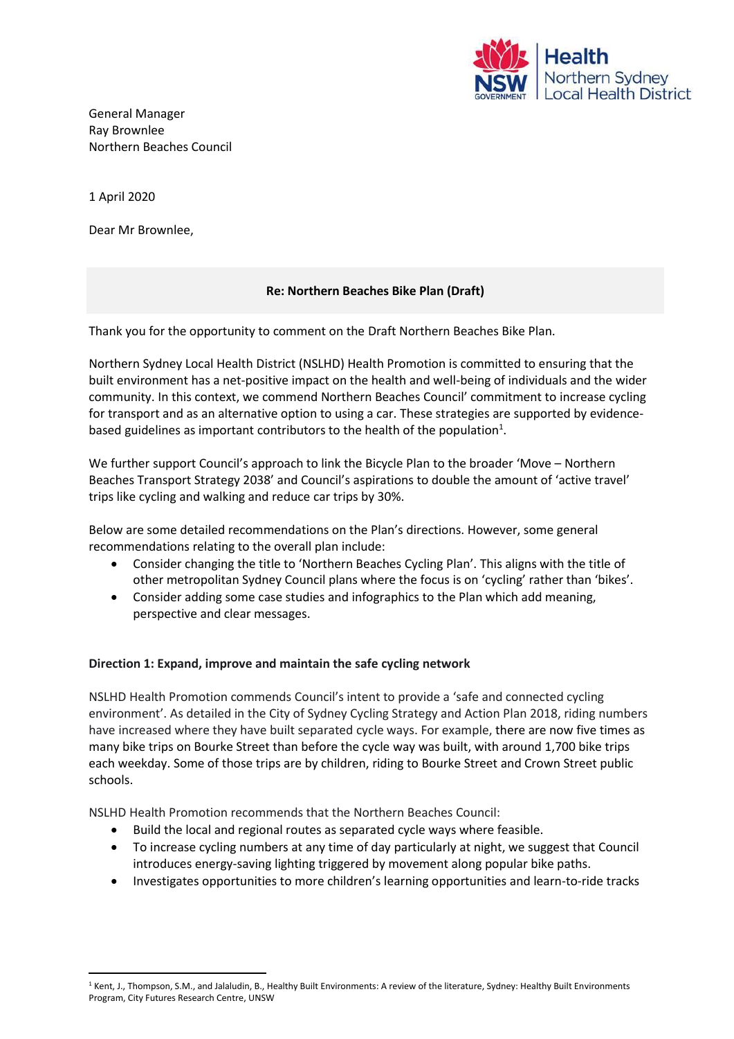General Manager
Ray Brownlee
Northern Beaches Council

1 April 2020

Dear Mr Brownlee,

**Re: Northern Beaches Bike Plan (Draft)**

Thank you for the opportunity to comment on the Draft Northern Beaches Bike Plan.

Northern Sydney Local Health District (NSLHD) Health Promotion is committed to ensuring that the built environment has a net-positive impact on the health and well-being of individuals and the wider community. In this context, we commend Northern Beaches Council' commitment to increase cycling for transport and as an alternative option to using a car. These strategies are supported by evidence-based guidelines as important contributors to the health of the population[1].

We further support Council's approach to link the Bicycle Plan to the broader 'Move – Northern Beaches Transport Strategy 2038' and Council's aspirations to double the amount of 'active travel' trips like cycling and walking and reduce car trips by 30%.

Below are some detailed recommendations on the Plan's directions. However, some general recommendations relating to the overall plan include:

- Consider changing the title to 'Northern Beaches Cycling Plan'. This aligns with the title of other metropolitan Sydney Council plans where the focus is on 'cycling' rather than 'bikes'.
- Consider adding some case studies and infographics to the Plan which add meaning, perspective and clear messages.

**Direction 1: Expand, improve and maintain the safe cycling network**

NSLHD Health Promotion commends Council's intent to provide a 'safe and connected cycling environment'. As detailed in the City of Sydney Cycling Strategy and Action Plan 2018, riding numbers have increased where they have built separated cycle ways. For example, there are now five times as many bike trips on Bourke Street than before the cycle way was built, with around 1,700 bike trips each weekday. Some of those trips are by children, riding to Bourke Street and Crown Street public schools.

NSLHD Health Promotion recommends that the Northern Beaches Council:

- Build the local and regional routes as separated cycle ways where feasible.
- To increase cycling numbers at any time of day particularly at night, we suggest that Council introduces energy-saving lighting triggered by movement along popular bike paths.
- Investigates opportunities to more children's learning opportunities and learn-to-ride tracks

[1] Kent, J., Thompson, S.M., and Jalaludin, B., Healthy Built Environments: A review of the literature, Sydney: Healthy Built Environments Program, City Futures Research Centre, UNSW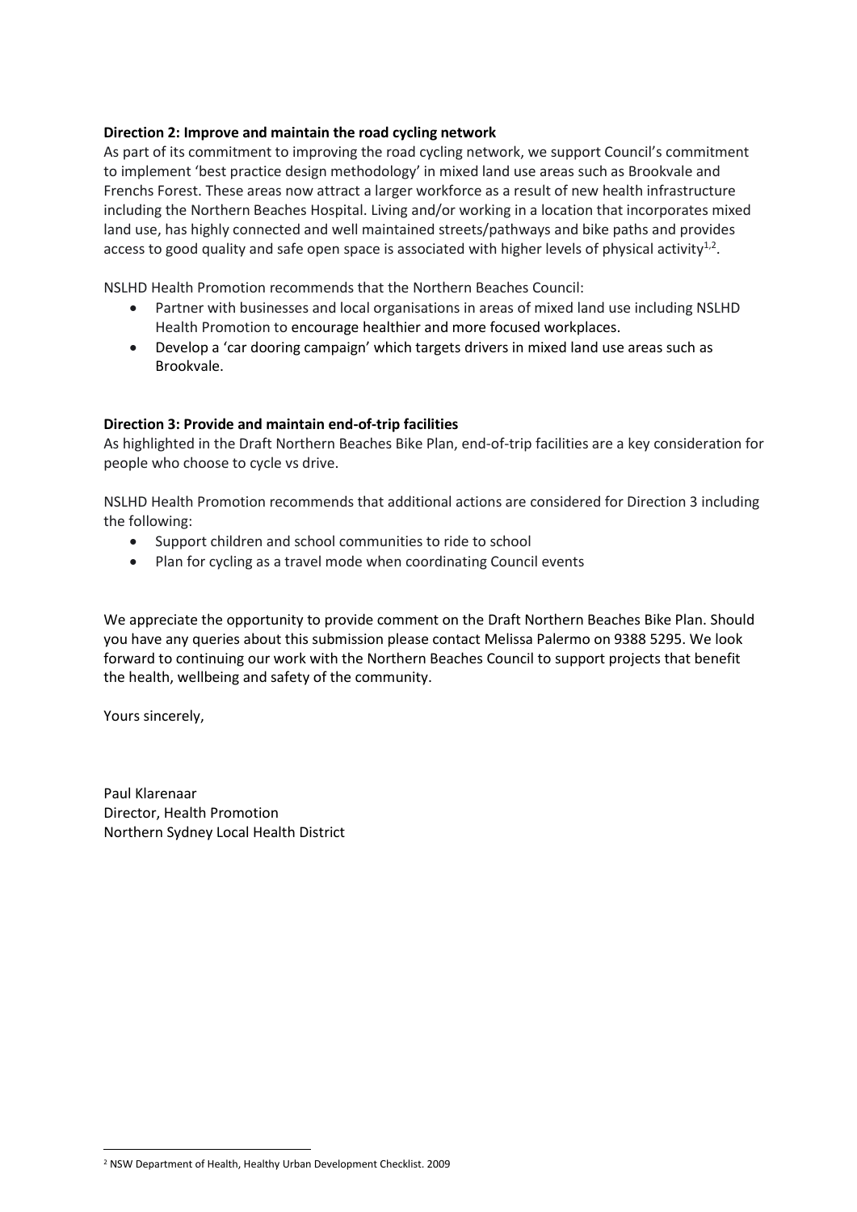**Direction 2: Improve and maintain the road cycling network**

As part of its commitment to improving the road cycling network, we support Council's commitment to implement 'best practice design methodology' in mixed land use areas such as Brookvale and Frenchs Forest. These areas now attract a larger workforce as a result of new health infrastructure including the Northern Beaches Hospital. Living and/or working in a location that incorporates mixed land use, has highly connected and well maintained streets/pathways and bike paths and provides access to good quality and safe open space is associated with higher levels of physical activity[1,2].

NSLHD Health Promotion recommends that the Northern Beaches Council:

- Partner with businesses and local organisations in areas of mixed land use including NSLHD Health Promotion to encourage healthier and more focused workplaces.
- Develop a 'car dooring campaign' which targets drivers in mixed land use areas such as Brookvale.

**Direction 3: Provide and maintain end-of-trip facilities**

As highlighted in the Draft Northern Beaches Bike Plan, end-of-trip facilities are a key consideration for people who choose to cycle vs drive.

NSLHD Health Promotion recommends that additional actions are considered for Direction 3 including the following:

- Support children and school communities to ride to school
- Plan for cycling as a travel mode when coordinating Council events

We appreciate the opportunity to provide comment on the Draft Northern Beaches Bike Plan. Should you have any queries about this submission please contact Melissa Palermo on 9388 5295. We look forward to continuing our work with the Northern Beaches Council to support projects that benefit the health, wellbeing and safety of the community.

Yours sincerely,

Paul Klarenaar
Director, Health Promotion
Northern Sydney Local Health District

[2] NSW Department of Health, Healthy Urban Development Checklist. 2009